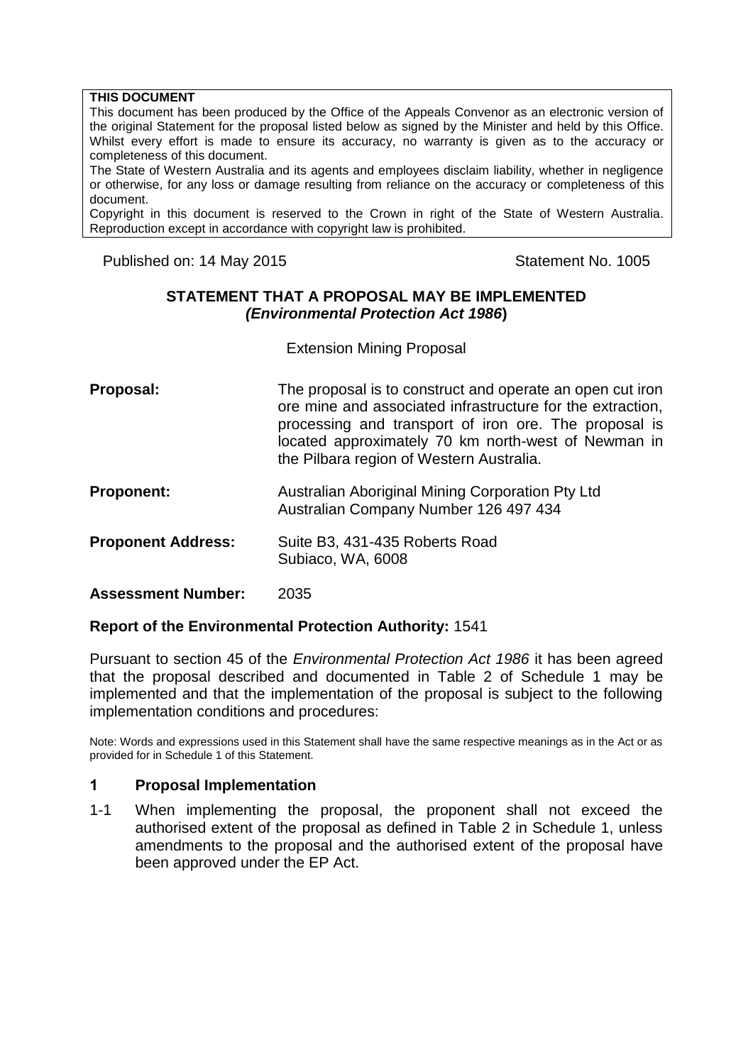**THIS DOCUMENT**

This document has been produced by the Office of the Appeals Convenor as an electronic version of the original Statement for the proposal listed below as signed by the Minister and held by this Office. Whilst every effort is made to ensure its accuracy, no warranty is given as to the accuracy or completeness of this document.

The State of Western Australia and its agents and employees disclaim liability, whether in negligence or otherwise, for any loss or damage resulting from reliance on the accuracy or completeness of this document.

Copyright in this document is reserved to the Crown in right of the State of Western Australia. Reproduction except in accordance with copyright law is prohibited.

Published on: 14 May 2015

Statement No. 1005

**STATEMENT THAT A PROPOSAL MAY BE IMPLEMENTED**
**(*Environmental Protection Act 1986*)**

Extension Mining Proposal

**Proposal:** The proposal is to construct and operate an open cut iron ore mine and associated infrastructure for the extraction, processing and transport of iron ore. The proposal is located approximately 70 km north-west of Newman in the Pilbara region of Western Australia.

**Proponent:** Australian Aboriginal Mining Corporation Pty Ltd
Australian Company Number 126 497 434

**Proponent Address:** Suite B3, 431-435 Roberts Road
Subiaco, WA, 6008

**Assessment Number:** 2035

**Report of the Environmental Protection Authority:** 1541

Pursuant to section 45 of the *Environmental Protection Act 1986* it has been agreed that the proposal described and documented in Table 2 of Schedule 1 may be implemented and that the implementation of the proposal is subject to the following implementation conditions and procedures:

Note: Words and expressions used in this Statement shall have the same respective meanings as in the Act or as provided for in Schedule 1 of this Statement.

## 1 Proposal Implementation

1-1 When implementing the proposal, the proponent shall not exceed the authorised extent of the proposal as defined in Table 2 in Schedule 1, unless amendments to the proposal and the authorised extent of the proposal have been approved under the EP Act.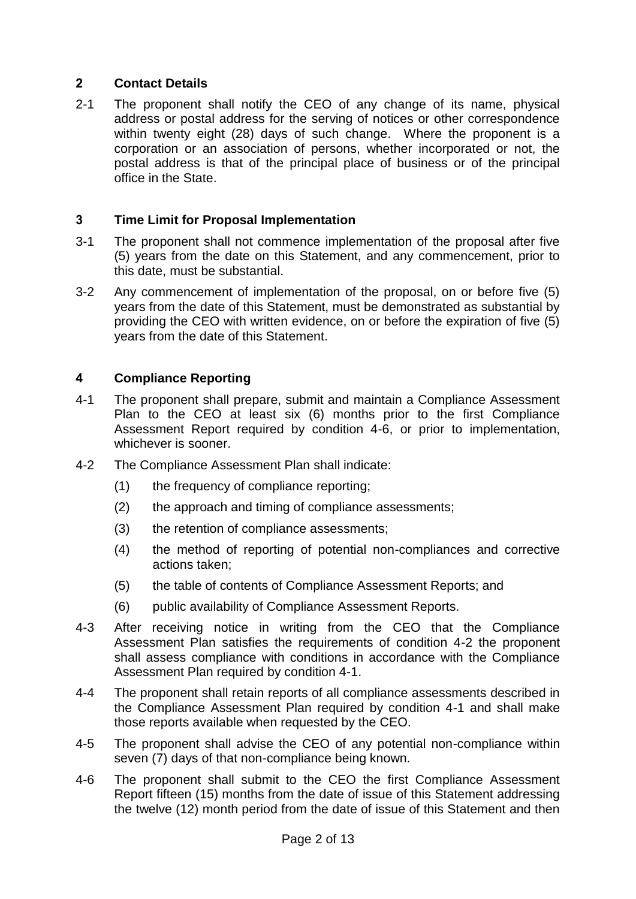## 2 Contact Details

2-1 The proponent shall notify the CEO of any change of its name, physical address or postal address for the serving of notices or other correspondence within twenty eight (28) days of such change. Where the proponent is a corporation or an association of persons, whether incorporated or not, the postal address is that of the principal place of business or of the principal office in the State.

## 3 Time Limit for Proposal Implementation

3-1 The proponent shall not commence implementation of the proposal after five (5) years from the date on this Statement, and any commencement, prior to this date, must be substantial.

3-2 Any commencement of implementation of the proposal, on or before five (5) years from the date of this Statement, must be demonstrated as substantial by providing the CEO with written evidence, on or before the expiration of five (5) years from the date of this Statement.

## 4 Compliance Reporting

4-1 The proponent shall prepare, submit and maintain a Compliance Assessment Plan to the CEO at least six (6) months prior to the first Compliance Assessment Report required by condition 4-6, or prior to implementation, whichever is sooner.

4-2 The Compliance Assessment Plan shall indicate:

- (1) the frequency of compliance reporting;
- (2) the approach and timing of compliance assessments;
- (3) the retention of compliance assessments;
- (4) the method of reporting of potential non-compliances and corrective actions taken;
- (5) the table of contents of Compliance Assessment Reports; and
- (6) public availability of Compliance Assessment Reports.

4-3 After receiving notice in writing from the CEO that the Compliance Assessment Plan satisfies the requirements of condition 4-2 the proponent shall assess compliance with conditions in accordance with the Compliance Assessment Plan required by condition 4-1.

4-4 The proponent shall retain reports of all compliance assessments described in the Compliance Assessment Plan required by condition 4-1 and shall make those reports available when requested by the CEO.

4-5 The proponent shall advise the CEO of any potential non-compliance within seven (7) days of that non-compliance being known.

4-6 The proponent shall submit to the CEO the first Compliance Assessment Report fifteen (15) months from the date of issue of this Statement addressing the twelve (12) month period from the date of issue of this Statement and then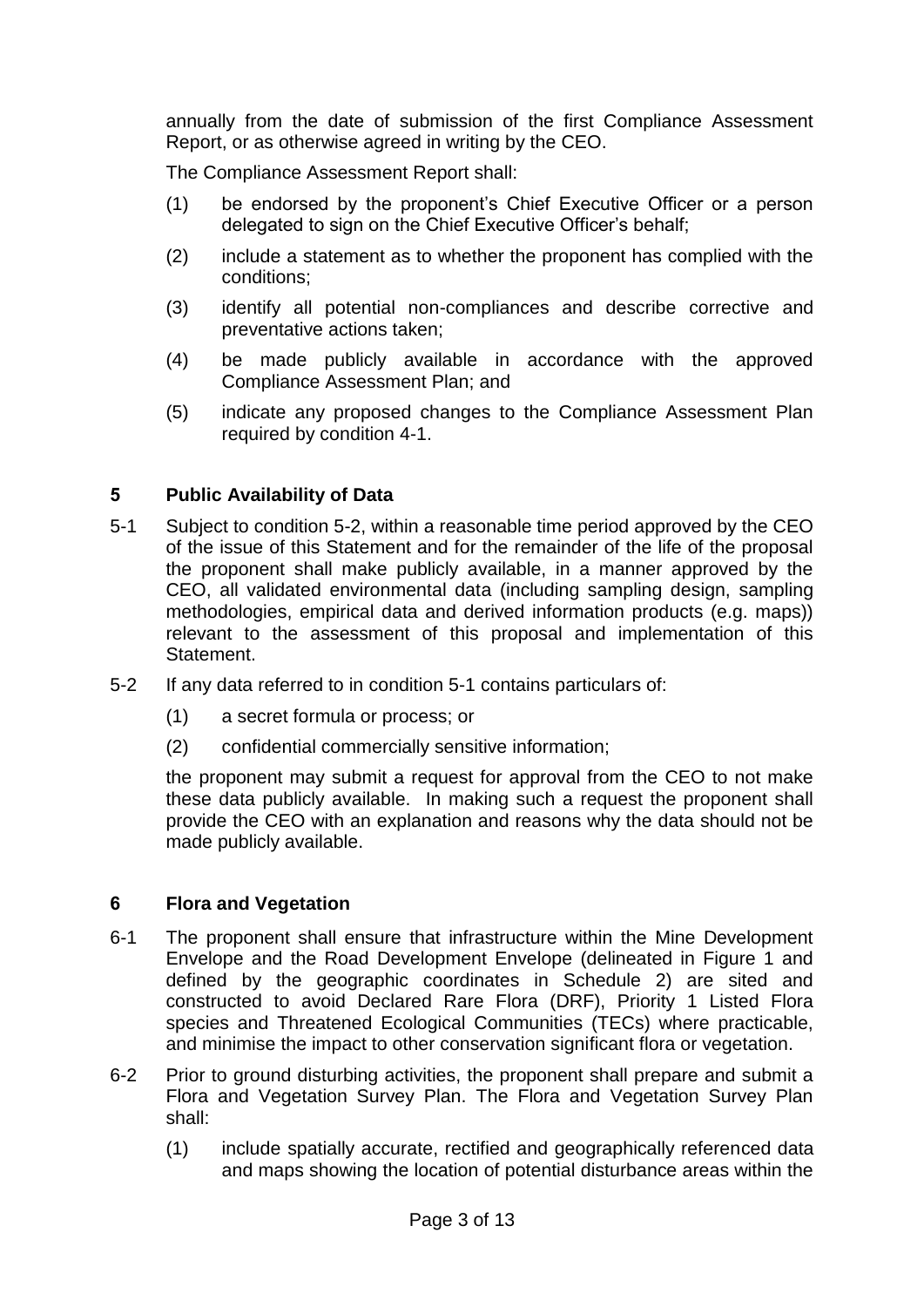annually from the date of submission of the first Compliance Assessment Report, or as otherwise agreed in writing by the CEO.

The Compliance Assessment Report shall:

(1) be endorsed by the proponent's Chief Executive Officer or a person delegated to sign on the Chief Executive Officer's behalf;

(2) include a statement as to whether the proponent has complied with the conditions;

(3) identify all potential non-compliances and describe corrective and preventative actions taken;

(4) be made publicly available in accordance with the approved Compliance Assessment Plan; and

(5) indicate any proposed changes to the Compliance Assessment Plan required by condition 4-1.

## 5 Public Availability of Data

5-1 Subject to condition 5-2, within a reasonable time period approved by the CEO of the issue of this Statement and for the remainder of the life of the proposal the proponent shall make publicly available, in a manner approved by the CEO, all validated environmental data (including sampling design, sampling methodologies, empirical data and derived information products (e.g. maps)) relevant to the assessment of this proposal and implementation of this Statement.

5-2 If any data referred to in condition 5-1 contains particulars of:

(1) a secret formula or process; or

(2) confidential commercially sensitive information;

the proponent may submit a request for approval from the CEO to not make these data publicly available. In making such a request the proponent shall provide the CEO with an explanation and reasons why the data should not be made publicly available.

## 6 Flora and Vegetation

6-1 The proponent shall ensure that infrastructure within the Mine Development Envelope and the Road Development Envelope (delineated in Figure 1 and defined by the geographic coordinates in Schedule 2) are sited and constructed to avoid Declared Rare Flora (DRF), Priority 1 Listed Flora species and Threatened Ecological Communities (TECs) where practicable, and minimise the impact to other conservation significant flora or vegetation.

6-2 Prior to ground disturbing activities, the proponent shall prepare and submit a Flora and Vegetation Survey Plan. The Flora and Vegetation Survey Plan shall:

(1) include spatially accurate, rectified and geographically referenced data and maps showing the location of potential disturbance areas within the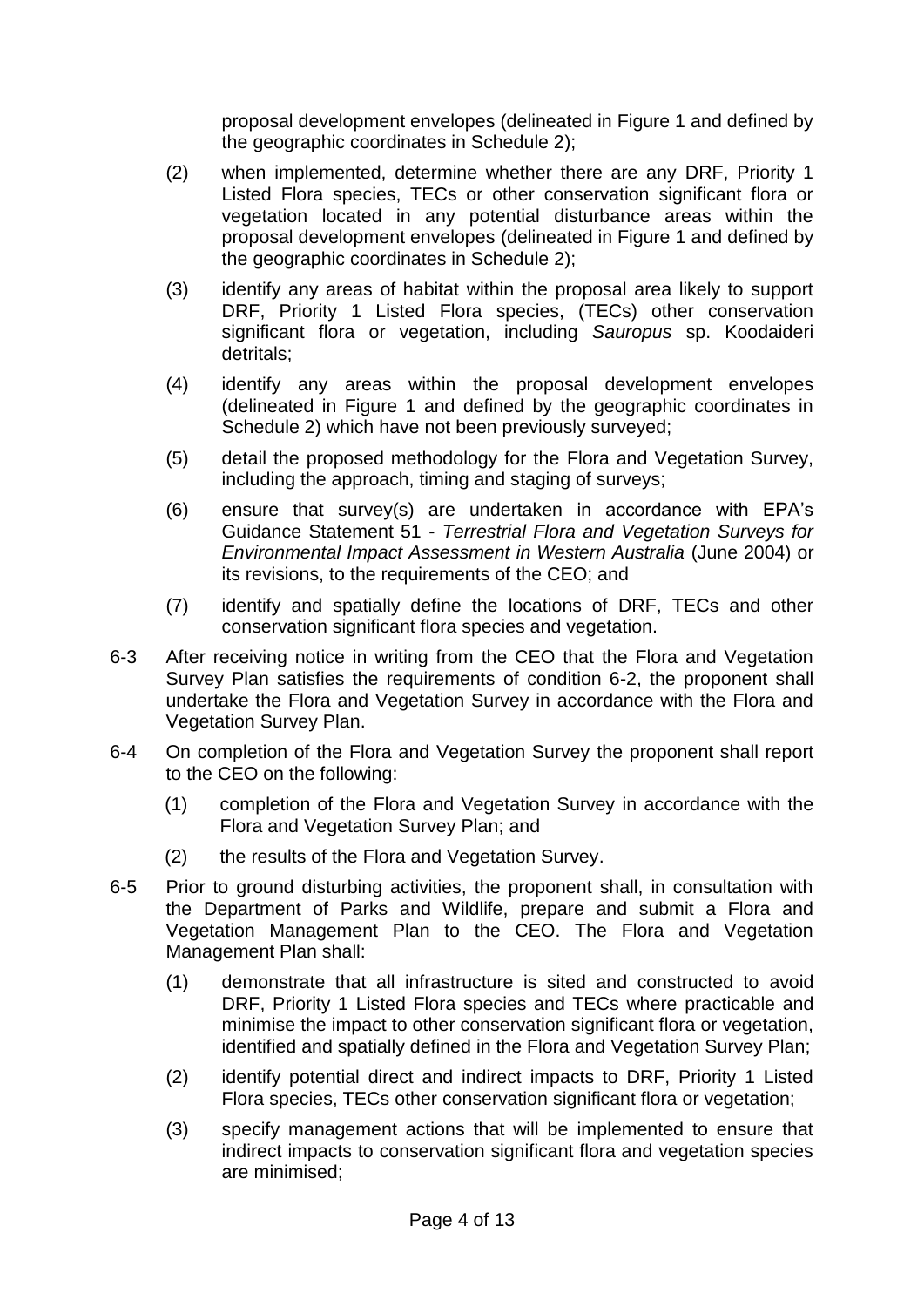proposal development envelopes (delineated in Figure 1 and defined by the geographic coordinates in Schedule 2);

(2) when implemented, determine whether there are any DRF, Priority 1 Listed Flora species, TECs or other conservation significant flora or vegetation located in any potential disturbance areas within the proposal development envelopes (delineated in Figure 1 and defined by the geographic coordinates in Schedule 2);

(3) identify any areas of habitat within the proposal area likely to support DRF, Priority 1 Listed Flora species, (TECs) other conservation significant flora or vegetation, including *Sauropus* sp. Koodaideri detritals;

(4) identify any areas within the proposal development envelopes (delineated in Figure 1 and defined by the geographic coordinates in Schedule 2) which have not been previously surveyed;

(5) detail the proposed methodology for the Flora and Vegetation Survey, including the approach, timing and staging of surveys;

(6) ensure that survey(s) are undertaken in accordance with EPA's Guidance Statement 51 - *Terrestrial Flora and Vegetation Surveys for Environmental Impact Assessment in Western Australia* (June 2004) or its revisions, to the requirements of the CEO; and

(7) identify and spatially define the locations of DRF, TECs and other conservation significant flora species and vegetation.

6-3 After receiving notice in writing from the CEO that the Flora and Vegetation Survey Plan satisfies the requirements of condition 6-2, the proponent shall undertake the Flora and Vegetation Survey in accordance with the Flora and Vegetation Survey Plan.

6-4 On completion of the Flora and Vegetation Survey the proponent shall report to the CEO on the following:

(1) completion of the Flora and Vegetation Survey in accordance with the Flora and Vegetation Survey Plan; and

(2) the results of the Flora and Vegetation Survey.

6-5 Prior to ground disturbing activities, the proponent shall, in consultation with the Department of Parks and Wildlife, prepare and submit a Flora and Vegetation Management Plan to the CEO. The Flora and Vegetation Management Plan shall:

(1) demonstrate that all infrastructure is sited and constructed to avoid DRF, Priority 1 Listed Flora species and TECs where practicable and minimise the impact to other conservation significant flora or vegetation, identified and spatially defined in the Flora and Vegetation Survey Plan;

(2) identify potential direct and indirect impacts to DRF, Priority 1 Listed Flora species, TECs other conservation significant flora or vegetation;

(3) specify management actions that will be implemented to ensure that indirect impacts to conservation significant flora and vegetation species are minimised;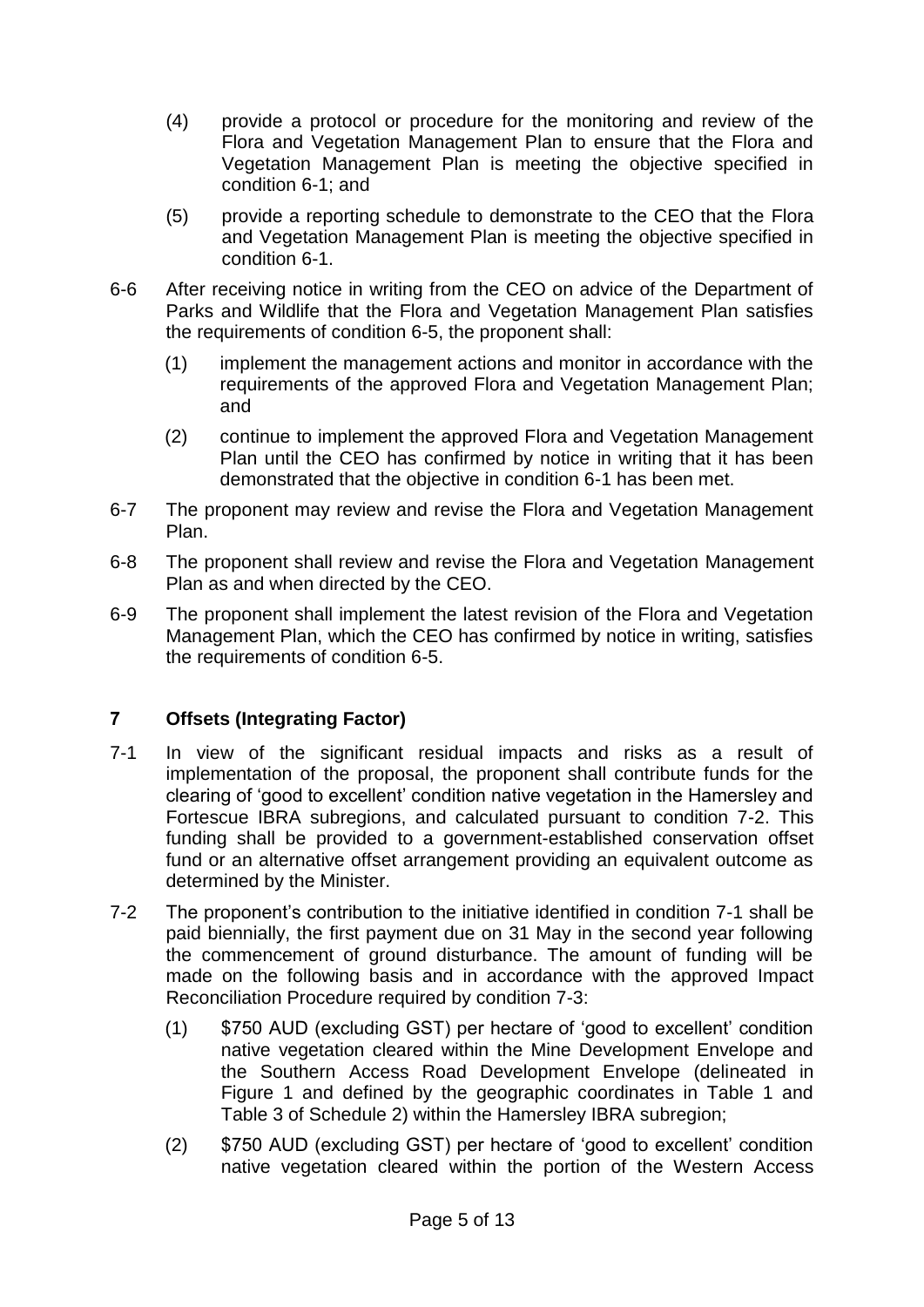(4) provide a protocol or procedure for the monitoring and review of the Flora and Vegetation Management Plan to ensure that the Flora and Vegetation Management Plan is meeting the objective specified in condition 6-1; and

(5) provide a reporting schedule to demonstrate to the CEO that the Flora and Vegetation Management Plan is meeting the objective specified in condition 6-1.

6-6 After receiving notice in writing from the CEO on advice of the Department of Parks and Wildlife that the Flora and Vegetation Management Plan satisfies the requirements of condition 6-5, the proponent shall:

(1) implement the management actions and monitor in accordance with the requirements of the approved Flora and Vegetation Management Plan; and

(2) continue to implement the approved Flora and Vegetation Management Plan until the CEO has confirmed by notice in writing that it has been demonstrated that the objective in condition 6-1 has been met.

6-7 The proponent may review and revise the Flora and Vegetation Management Plan.

6-8 The proponent shall review and revise the Flora and Vegetation Management Plan as and when directed by the CEO.

6-9 The proponent shall implement the latest revision of the Flora and Vegetation Management Plan, which the CEO has confirmed by notice in writing, satisfies the requirements of condition 6-5.

## 7 Offsets (Integrating Factor)

7-1 In view of the significant residual impacts and risks as a result of implementation of the proposal, the proponent shall contribute funds for the clearing of 'good to excellent' condition native vegetation in the Hamersley and Fortescue IBRA subregions, and calculated pursuant to condition 7-2. This funding shall be provided to a government-established conservation offset fund or an alternative offset arrangement providing an equivalent outcome as determined by the Minister.

7-2 The proponent's contribution to the initiative identified in condition 7-1 shall be paid biennially, the first payment due on 31 May in the second year following the commencement of ground disturbance. The amount of funding will be made on the following basis and in accordance with the approved Impact Reconciliation Procedure required by condition 7-3:

(1) $750 AUD (excluding GST) per hectare of 'good to excellent' condition native vegetation cleared within the Mine Development Envelope and the Southern Access Road Development Envelope (delineated in Figure 1 and defined by the geographic coordinates in Table 1 and Table 3 of Schedule 2) within the Hamersley IBRA subregion;

(2) $750 AUD (excluding GST) per hectare of 'good to excellent' condition native vegetation cleared within the portion of the Western Access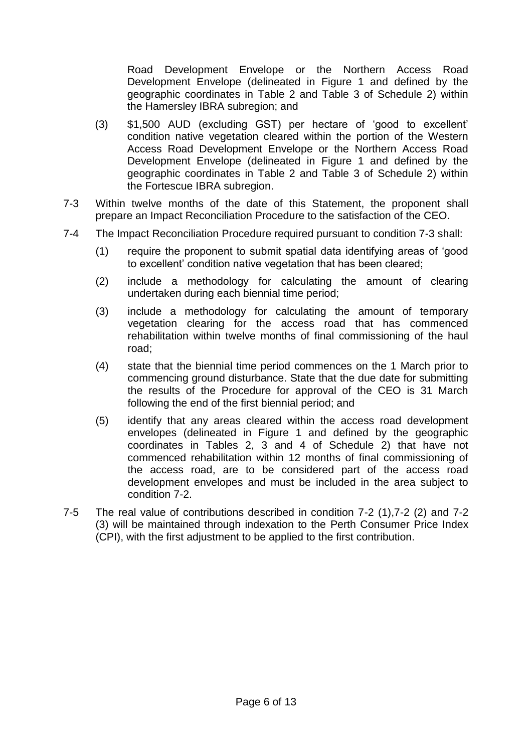Road Development Envelope or the Northern Access Road Development Envelope (delineated in Figure 1 and defined by the geographic coordinates in Table 2 and Table 3 of Schedule 2) within the Hamersley IBRA subregion; and

(3) $1,500 AUD (excluding GST) per hectare of 'good to excellent' condition native vegetation cleared within the portion of the Western Access Road Development Envelope or the Northern Access Road Development Envelope (delineated in Figure 1 and defined by the geographic coordinates in Table 2 and Table 3 of Schedule 2) within the Fortescue IBRA subregion.

7-3 Within twelve months of the date of this Statement, the proponent shall prepare an Impact Reconciliation Procedure to the satisfaction of the CEO.

7-4 The Impact Reconciliation Procedure required pursuant to condition 7-3 shall:

(1) require the proponent to submit spatial data identifying areas of 'good to excellent' condition native vegetation that has been cleared;

(2) include a methodology for calculating the amount of clearing undertaken during each biennial time period;

(3) include a methodology for calculating the amount of temporary vegetation clearing for the access road that has commenced rehabilitation within twelve months of final commissioning of the haul road;

(4) state that the biennial time period commences on the 1 March prior to commencing ground disturbance. State that the due date for submitting the results of the Procedure for approval of the CEO is 31 March following the end of the first biennial period; and

(5) identify that any areas cleared within the access road development envelopes (delineated in Figure 1 and defined by the geographic coordinates in Tables 2, 3 and 4 of Schedule 2) that have not commenced rehabilitation within 12 months of final commissioning of the access road, are to be considered part of the access road development envelopes and must be included in the area subject to condition 7-2.

7-5 The real value of contributions described in condition 7-2 (1),7-2 (2) and 7-2 (3) will be maintained through indexation to the Perth Consumer Price Index (CPI), with the first adjustment to be applied to the first contribution.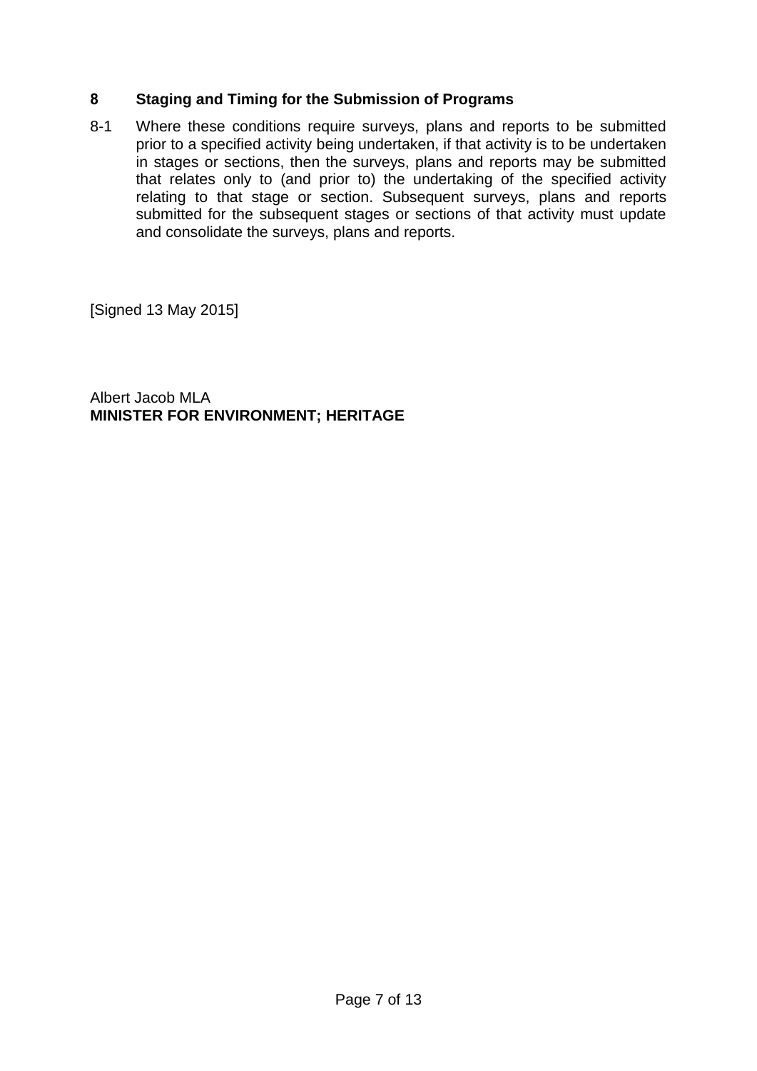## 8 Staging and Timing for the Submission of Programs

8-1 Where these conditions require surveys, plans and reports to be submitted prior to a specified activity being undertaken, if that activity is to be undertaken in stages or sections, then the surveys, plans and reports may be submitted that relates only to (and prior to) the undertaking of the specified activity relating to that stage or section. Subsequent surveys, plans and reports submitted for the subsequent stages or sections of that activity must update and consolidate the surveys, plans and reports.

[Signed 13 May 2015]

Albert Jacob MLA
**MINISTER FOR ENVIRONMENT; HERITAGE**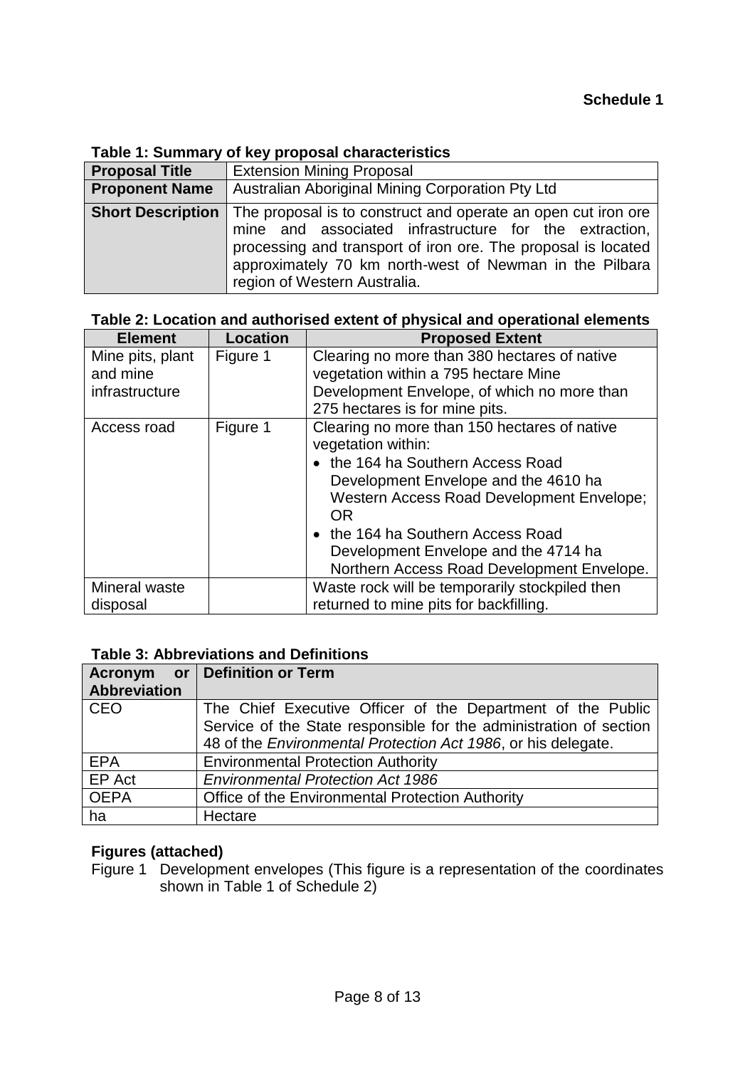**Schedule 1**

**Table 1: Summary of key proposal characteristics**

| **Proposal Title** | Extension Mining Proposal |
|---|---|
| **Proponent Name** | Australian Aboriginal Mining Corporation Pty Ltd |
| **Short Description** | The proposal is to construct and operate an open cut iron ore mine and associated infrastructure for the extraction, processing and transport of iron ore. The proposal is located approximately 70 km north-west of Newman in the Pilbara region of Western Australia. |

**Table 2: Location and authorised extent of physical and operational elements**

| Element | Location | Proposed Extent |
|---|---|---|
| Mine pits, plant and mine infrastructure | Figure 1 | Clearing no more than 380 hectares of native vegetation within a 795 hectare Mine Development Envelope, of which no more than 275 hectares is for mine pits. |
| Access road | Figure 1 | Clearing no more than 150 hectares of native vegetation within:<br>• the 164 ha Southern Access Road Development Envelope and the 4610 ha Western Access Road Development Envelope; OR<br>• the 164 ha Southern Access Road Development Envelope and the 4714 ha Northern Access Road Development Envelope. |
| Mineral waste disposal | | Waste rock will be temporarily stockpiled then returned to mine pits for backfilling. |

**Table 3: Abbreviations and Definitions**

| Acronym or Abbreviation | Definition or Term |
|---|---|
| CEO | The Chief Executive Officer of the Department of the Public Service of the State responsible for the administration of section 48 of the *Environmental Protection Act 1986*, or his delegate. |
| EPA | Environmental Protection Authority |
| EP Act | *Environmental Protection Act 1986* |
| OEPA | Office of the Environmental Protection Authority |
| ha | Hectare |

**Figures (attached)**

Figure 1 Development envelopes (This figure is a representation of the coordinates shown in Table 1 of Schedule 2)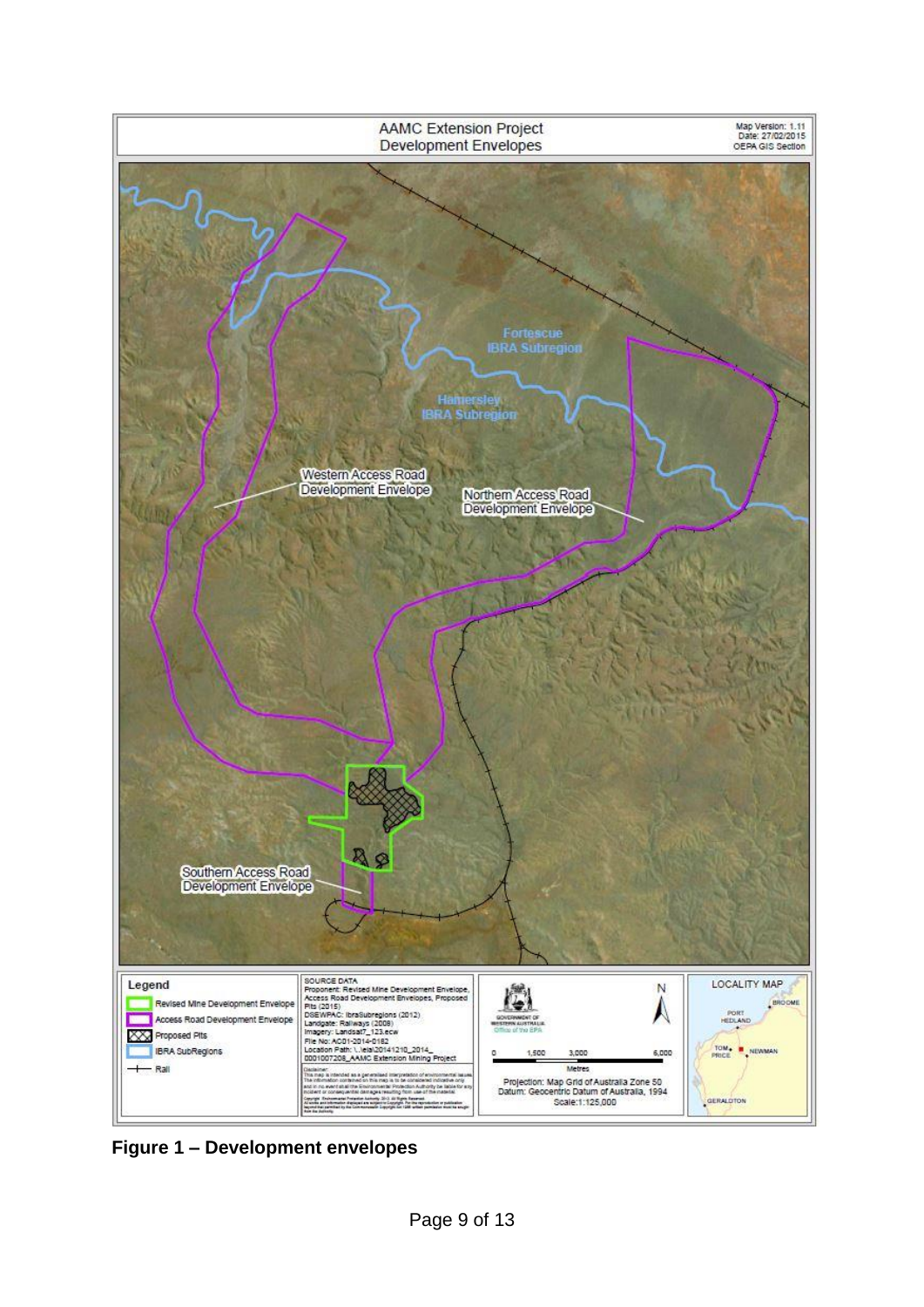AAMC Extension Project
Development Envelopes

Map Version: 1.11
Date: 27/02/2015
OEPA GIS Section

Fortescue IBRA Subregion

Hamersley IBRA Subregion

Western Access Road Development Envelope

Northern Access Road Development Envelope

Southern Access Road Development Envelope

**Legend**

- Revised Mine Development Envelope
- Access Road Development Envelope
- Proposed Pits
- IBRA SubRegions
- Rail

SOURCE DATA
Proponent: Revised Mine Development Envelope, Access Road Development Envelopes, Proposed Pits (2015)
DSEWPAC: IbraSubregions (2012)
Landgate: Railways (2008)
Imagery: Landsat7_123.ecw
File No: AC01-2014-0182
Location Path: \..\eia\20141210_2014_0001007208_AAMC Extension Mining Project

Government of Western Australia
Office of the EPA

0 1,500 3,000 6,000
Metres

Projection: Map Grid of Australia Zone 50
Datum: Geocentric Datum of Australia, 1994
Scale:1:125,000

LOCALITY MAP
BROOME
PORT HEDLAND
TOM PRICE
NEWMAN
GERALDTON

**Figure 1 – Development envelopes**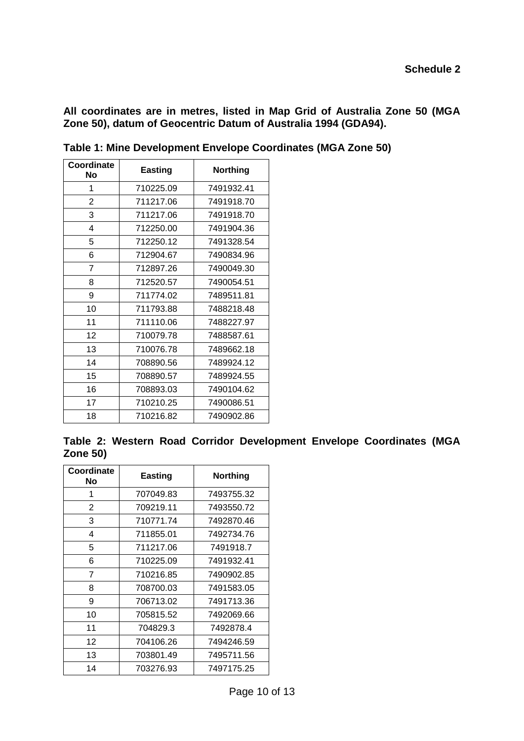**Schedule 2**

**All coordinates are in metres, listed in Map Grid of Australia Zone 50 (MGA Zone 50), datum of Geocentric Datum of Australia 1994 (GDA94).**

**Table 1: Mine Development Envelope Coordinates (MGA Zone 50)**

| Coordinate No | Easting | Northing |
|---|---|---|
| 1 | 710225.09 | 7491932.41 |
| 2 | 711217.06 | 7491918.70 |
| 3 | 711217.06 | 7491918.70 |
| 4 | 712250.00 | 7491904.36 |
| 5 | 712250.12 | 7491328.54 |
| 6 | 712904.67 | 7490834.96 |
| 7 | 712897.26 | 7490049.30 |
| 8 | 712520.57 | 7490054.51 |
| 9 | 711774.02 | 7489511.81 |
| 10 | 711793.88 | 7488218.48 |
| 11 | 711110.06 | 7488227.97 |
| 12 | 710079.78 | 7488587.61 |
| 13 | 710076.78 | 7489662.18 |
| 14 | 708890.56 | 7489924.12 |
| 15 | 708890.57 | 7489924.55 |
| 16 | 708893.03 | 7490104.62 |
| 17 | 710210.25 | 7490086.51 |
| 18 | 710216.82 | 7490902.86 |

**Table 2: Western Road Corridor Development Envelope Coordinates (MGA Zone 50)**

| Coordinate No | Easting | Northing |
|---|---|---|
| 1 | 707049.83 | 7493755.32 |
| 2 | 709219.11 | 7493550.72 |
| 3 | 710771.74 | 7492870.46 |
| 4 | 711855.01 | 7492734.76 |
| 5 | 711217.06 | 7491918.7 |
| 6 | 710225.09 | 7491932.41 |
| 7 | 710216.85 | 7490902.85 |
| 8 | 708700.03 | 7491583.05 |
| 9 | 706713.02 | 7491713.36 |
| 10 | 705815.52 | 7492069.66 |
| 11 | 704829.3 | 7492878.4 |
| 12 | 704106.26 | 7494246.59 |
| 13 | 703801.49 | 7495711.56 |
| 14 | 703276.93 | 7497175.25 |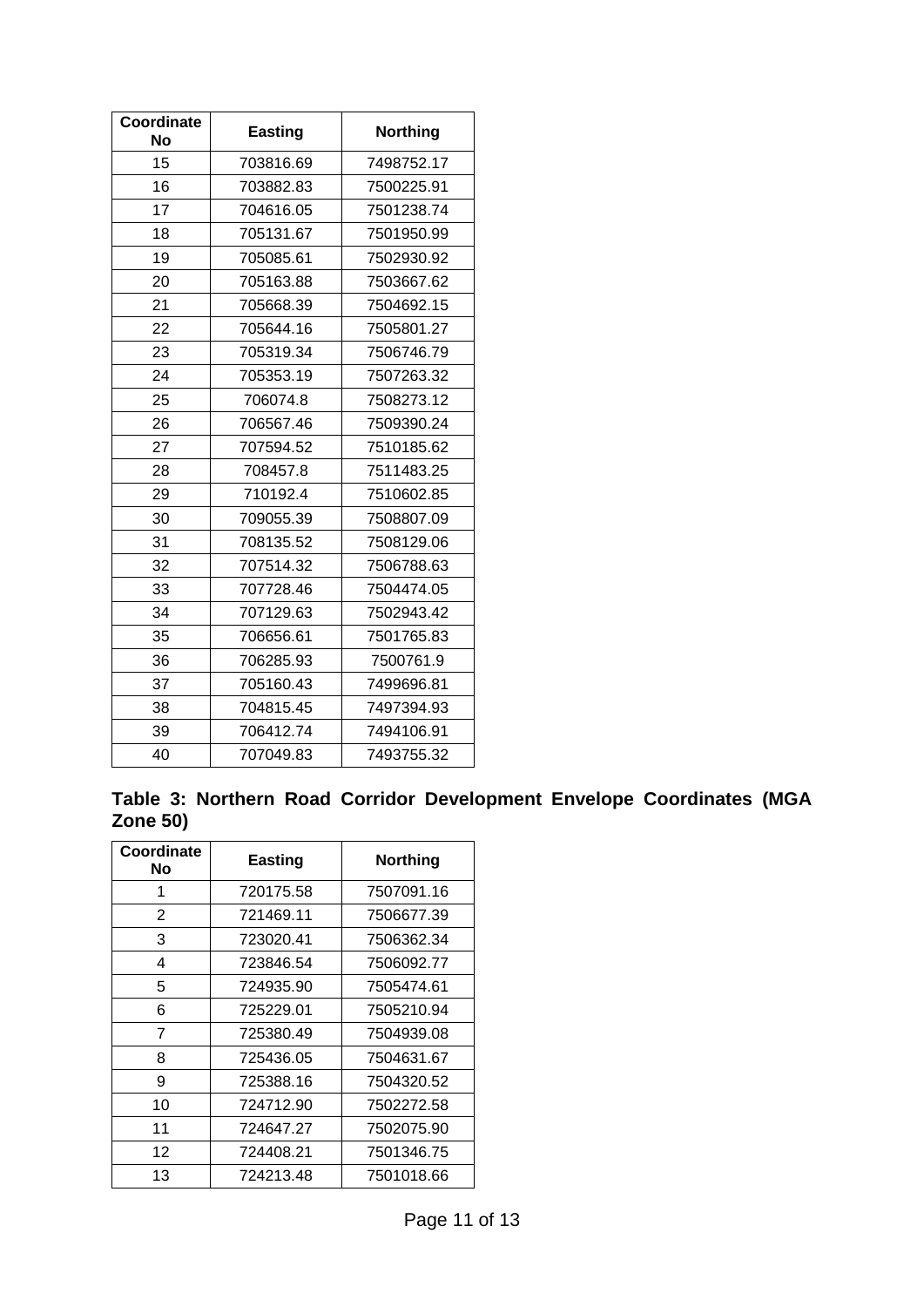| Coordinate No | Easting | Northing |
|---|---|---|
| 15 | 703816.69 | 7498752.17 |
| 16 | 703882.83 | 7500225.91 |
| 17 | 704616.05 | 7501238.74 |
| 18 | 705131.67 | 7501950.99 |
| 19 | 705085.61 | 7502930.92 |
| 20 | 705163.88 | 7503667.62 |
| 21 | 705668.39 | 7504692.15 |
| 22 | 705644.16 | 7505801.27 |
| 23 | 705319.34 | 7506746.79 |
| 24 | 705353.19 | 7507263.32 |
| 25 | 706074.8 | 7508273.12 |
| 26 | 706567.46 | 7509390.24 |
| 27 | 707594.52 | 7510185.62 |
| 28 | 708457.8 | 7511483.25 |
| 29 | 710192.4 | 7510602.85 |
| 30 | 709055.39 | 7508807.09 |
| 31 | 708135.52 | 7508129.06 |
| 32 | 707514.32 | 7506788.63 |
| 33 | 707728.46 | 7504474.05 |
| 34 | 707129.63 | 7502943.42 |
| 35 | 706656.61 | 7501765.83 |
| 36 | 706285.93 | 7500761.9 |
| 37 | 705160.43 | 7499696.81 |
| 38 | 704815.45 | 7497394.93 |
| 39 | 706412.74 | 7494106.91 |
| 40 | 707049.83 | 7493755.32 |

**Table 3: Northern Road Corridor Development Envelope Coordinates (MGA Zone 50)**

| Coordinate No | Easting | Northing |
|---|---|---|
| 1 | 720175.58 | 7507091.16 |
| 2 | 721469.11 | 7506677.39 |
| 3 | 723020.41 | 7506362.34 |
| 4 | 723846.54 | 7506092.77 |
| 5 | 724935.90 | 7505474.61 |
| 6 | 725229.01 | 7505210.94 |
| 7 | 725380.49 | 7504939.08 |
| 8 | 725436.05 | 7504631.67 |
| 9 | 725388.16 | 7504320.52 |
| 10 | 724712.90 | 7502272.58 |
| 11 | 724647.27 | 7502075.90 |
| 12 | 724408.21 | 7501346.75 |
| 13 | 724213.48 | 7501018.66 |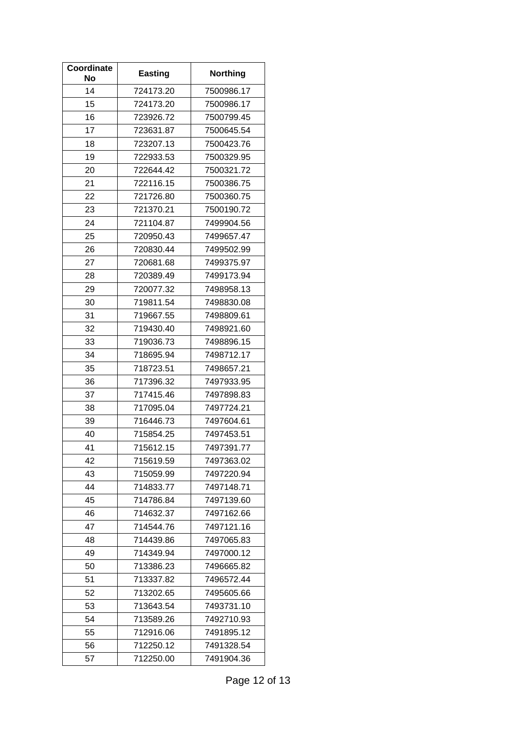| Coordinate No | Easting | Northing |
|---|---|---|
| 14 | 724173.20 | 7500986.17 |
| 15 | 724173.20 | 7500986.17 |
| 16 | 723926.72 | 7500799.45 |
| 17 | 723631.87 | 7500645.54 |
| 18 | 723207.13 | 7500423.76 |
| 19 | 722933.53 | 7500329.95 |
| 20 | 722644.42 | 7500321.72 |
| 21 | 722116.15 | 7500386.75 |
| 22 | 721726.80 | 7500360.75 |
| 23 | 721370.21 | 7500190.72 |
| 24 | 721104.87 | 7499904.56 |
| 25 | 720950.43 | 7499657.47 |
| 26 | 720830.44 | 7499502.99 |
| 27 | 720681.68 | 7499375.97 |
| 28 | 720389.49 | 7499173.94 |
| 29 | 720077.32 | 7498958.13 |
| 30 | 719811.54 | 7498830.08 |
| 31 | 719667.55 | 7498809.61 |
| 32 | 719430.40 | 7498921.60 |
| 33 | 719036.73 | 7498896.15 |
| 34 | 718695.94 | 7498712.17 |
| 35 | 718723.51 | 7498657.21 |
| 36 | 717396.32 | 7497933.95 |
| 37 | 717415.46 | 7497898.83 |
| 38 | 717095.04 | 7497724.21 |
| 39 | 716446.73 | 7497604.61 |
| 40 | 715854.25 | 7497453.51 |
| 41 | 715612.15 | 7497391.77 |
| 42 | 715619.59 | 7497363.02 |
| 43 | 715059.99 | 7497220.94 |
| 44 | 714833.77 | 7497148.71 |
| 45 | 714786.84 | 7497139.60 |
| 46 | 714632.37 | 7497162.66 |
| 47 | 714544.76 | 7497121.16 |
| 48 | 714439.86 | 7497065.83 |
| 49 | 714349.94 | 7497000.12 |
| 50 | 713386.23 | 7496665.82 |
| 51 | 713337.82 | 7496572.44 |
| 52 | 713202.65 | 7495605.66 |
| 53 | 713643.54 | 7493731.10 |
| 54 | 713589.26 | 7492710.93 |
| 55 | 712916.06 | 7491895.12 |
| 56 | 712250.12 | 7491328.54 |
| 57 | 712250.00 | 7491904.36 |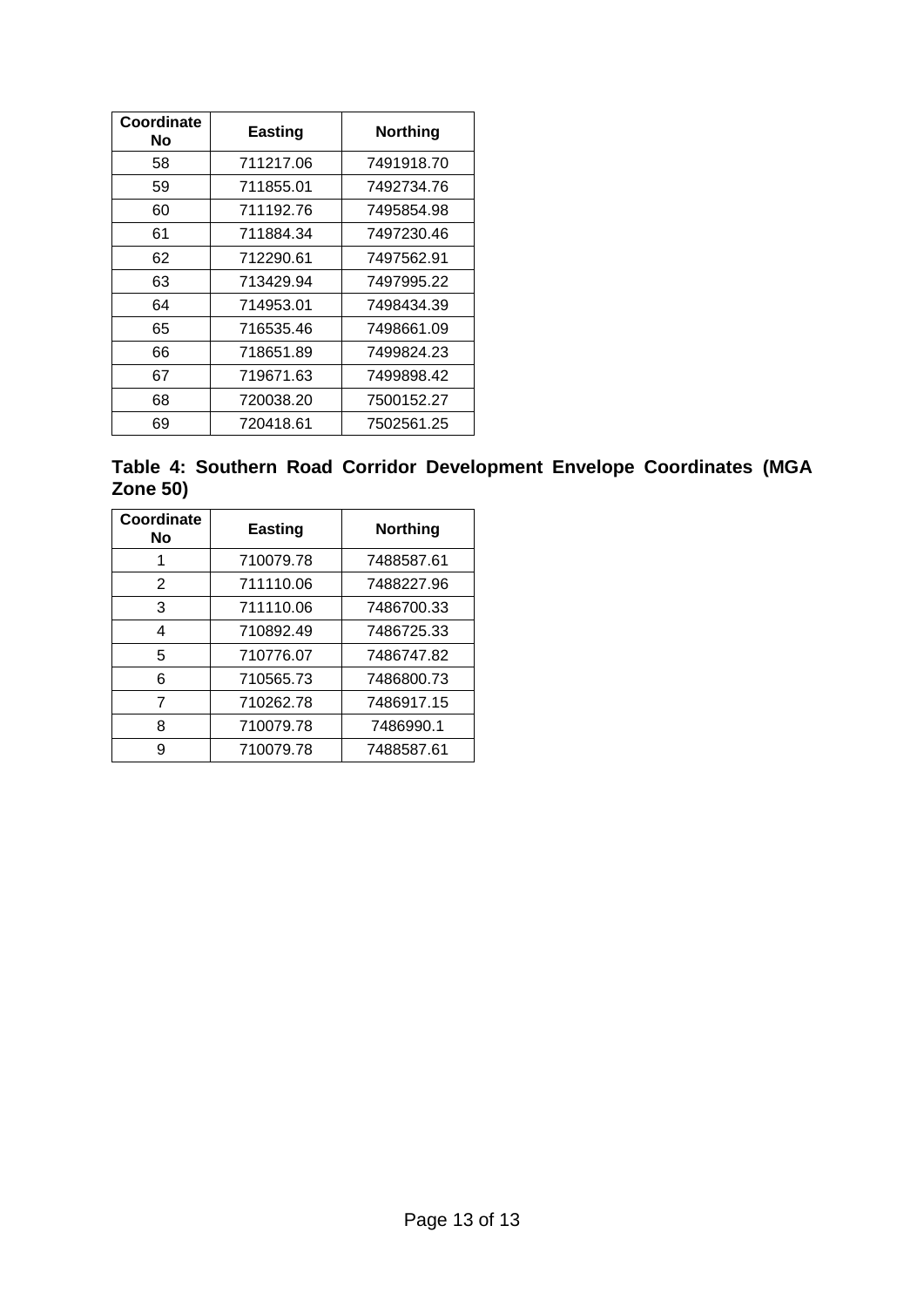| Coordinate No | Easting | Northing |
|---|---|---|
| 58 | 711217.06 | 7491918.70 |
| 59 | 711855.01 | 7492734.76 |
| 60 | 711192.76 | 7495854.98 |
| 61 | 711884.34 | 7497230.46 |
| 62 | 712290.61 | 7497562.91 |
| 63 | 713429.94 | 7497995.22 |
| 64 | 714953.01 | 7498434.39 |
| 65 | 716535.46 | 7498661.09 |
| 66 | 718651.89 | 7499824.23 |
| 67 | 719671.63 | 7499898.42 |
| 68 | 720038.20 | 7500152.27 |
| 69 | 720418.61 | 7502561.25 |

**Table 4: Southern Road Corridor Development Envelope Coordinates (MGA Zone 50)**

| Coordinate No | Easting | Northing |
|---|---|---|
| 1 | 710079.78 | 7488587.61 |
| 2 | 711110.06 | 7488227.96 |
| 3 | 711110.06 | 7486700.33 |
| 4 | 710892.49 | 7486725.33 |
| 5 | 710776.07 | 7486747.82 |
| 6 | 710565.73 | 7486800.73 |
| 7 | 710262.78 | 7486917.15 |
| 8 | 710079.78 | 7486990.1 |
| 9 | 710079.78 | 7488587.61 |